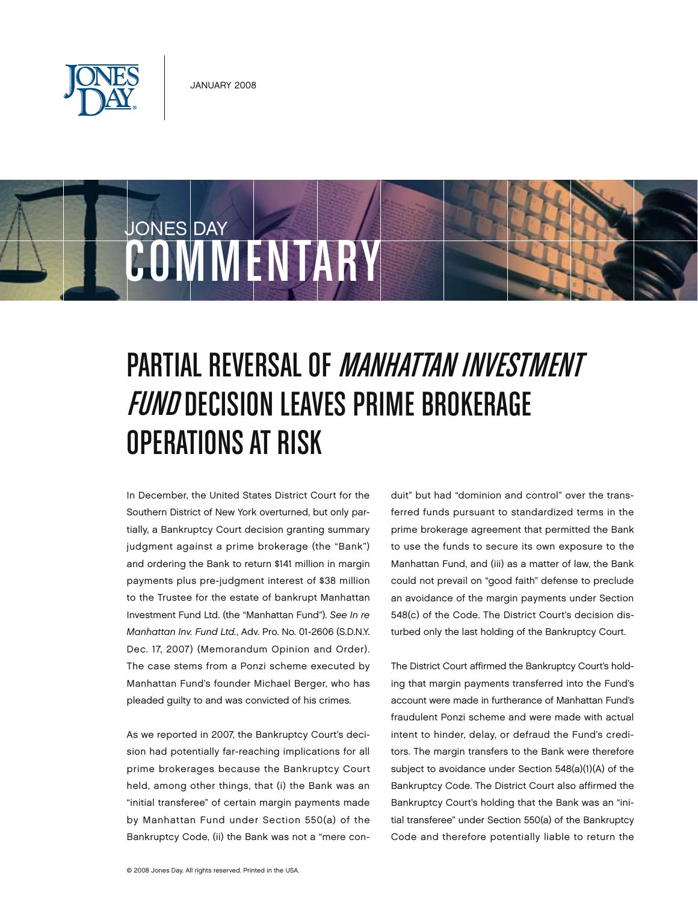JANUARY 2008

JONES DAY COMMENTARY

# PARTIAL REVERSAL OF *MANHATTAN INVESTMENT FUND* DECISION LEAVES PRIME BROKERAGE OPERATIONS AT RISK

In December, the United States District Court for the Southern District of New York overturned, but only partially, a Bankruptcy Court decision granting summary judgment against a prime brokerage (the "Bank") and ordering the Bank to return $141 million in margin payments plus pre-judgment interest of $38 million to the Trustee for the estate of bankrupt Manhattan Investment Fund Ltd. (the "Manhattan Fund"). *See In re Manhattan Inv. Fund Ltd.*, Adv. Pro. No. 01-2606 (S.D.N.Y. Dec. 17, 2007) (Memorandum Opinion and Order). The case stems from a Ponzi scheme executed by Manhattan Fund's founder Michael Berger, who has pleaded guilty to and was convicted of his crimes.

As we reported in 2007, the Bankruptcy Court's decision had potentially far-reaching implications for all prime brokerages because the Bankruptcy Court held, among other things, that (i) the Bank was an "initial transferee" of certain margin payments made by Manhattan Fund under Section 550(a) of the Bankruptcy Code, (ii) the Bank was not a "mere conduit" but had "dominion and control" over the transferred funds pursuant to standardized terms in the prime brokerage agreement that permitted the Bank to use the funds to secure its own exposure to the Manhattan Fund, and (iii) as a matter of law, the Bank could not prevail on "good faith" defense to preclude an avoidance of the margin payments under Section 548(c) of the Code. The District Court's decision disturbed only the last holding of the Bankruptcy Court.

The District Court affirmed the Bankruptcy Court's holding that margin payments transferred into the Fund's account were made in furtherance of Manhattan Fund's fraudulent Ponzi scheme and were made with actual intent to hinder, delay, or defraud the Fund's creditors. The margin transfers to the Bank were therefore subject to avoidance under Section 548(a)(1)(A) of the Bankruptcy Code. The District Court also affirmed the Bankruptcy Court's holding that the Bank was an "initial transferee" under Section 550(a) of the Bankruptcy Code and therefore potentially liable to return the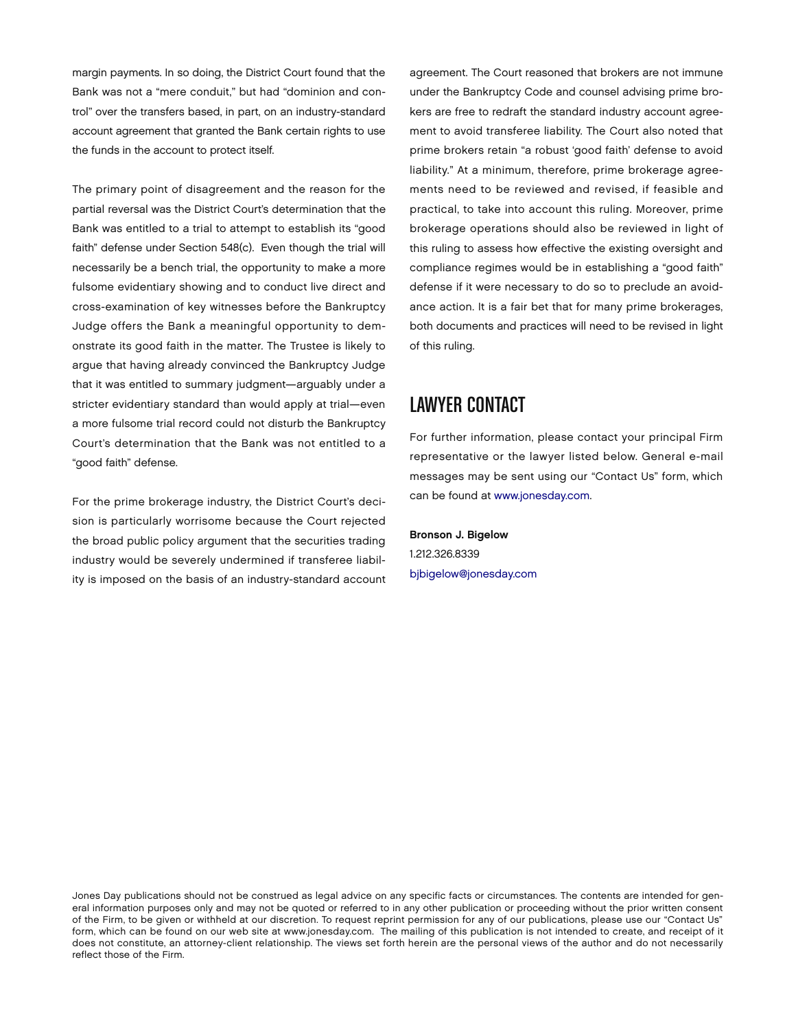margin payments. In so doing, the District Court found that the Bank was not a "mere conduit," but had "dominion and control" over the transfers based, in part, on an industry-standard account agreement that granted the Bank certain rights to use the funds in the account to protect itself.

The primary point of disagreement and the reason for the partial reversal was the District Court's determination that the Bank was entitled to a trial to attempt to establish its "good faith" defense under Section 548(c). Even though the trial will necessarily be a bench trial, the opportunity to make a more fulsome evidentiary showing and to conduct live direct and cross-examination of key witnesses before the Bankruptcy Judge offers the Bank a meaningful opportunity to demonstrate its good faith in the matter. The Trustee is likely to argue that having already convinced the Bankruptcy Judge that it was entitled to summary judgment—arguably under a stricter evidentiary standard than would apply at trial—even a more fulsome trial record could not disturb the Bankruptcy Court's determination that the Bank was not entitled to a "good faith" defense.

For the prime brokerage industry, the District Court's decision is particularly worrisome because the Court rejected the broad public policy argument that the securities trading industry would be severely undermined if transferee liability is imposed on the basis of an industry-standard account agreement. The Court reasoned that brokers are not immune under the Bankruptcy Code and counsel advising prime brokers are free to redraft the standard industry account agreement to avoid transferee liability. The Court also noted that prime brokers retain "a robust 'good faith' defense to avoid liability." At a minimum, therefore, prime brokerage agreements need to be reviewed and revised, if feasible and practical, to take into account this ruling. Moreover, prime brokerage operations should also be reviewed in light of this ruling to assess how effective the existing oversight and compliance regimes would be in establishing a "good faith" defense if it were necessary to do so to preclude an avoidance action. It is a fair bet that for many prime brokerages, both documents and practices will need to be revised in light of this ruling.

## LAWYER CONTACT

For further information, please contact your principal Firm representative or the lawyer listed below. General e-mail messages may be sent using our "Contact Us" form, which can be found at www.jonesday.com.

**Bronson J. Bigelow**
1.212.326.8339
bjbigelow@jonesday.com

Jones Day publications should not be construed as legal advice on any specific facts or circumstances. The contents are intended for general information purposes only and may not be quoted or referred to in any other publication or proceeding without the prior written consent of the Firm, to be given or withheld at our discretion. To request reprint permission for any of our publications, please use our "Contact Us" form, which can be found on our web site at www.jonesday.com. The mailing of this publication is not intended to create, and receipt of it does not constitute, an attorney-client relationship. The views set forth herein are the personal views of the author and do not necessarily reflect those of the Firm.